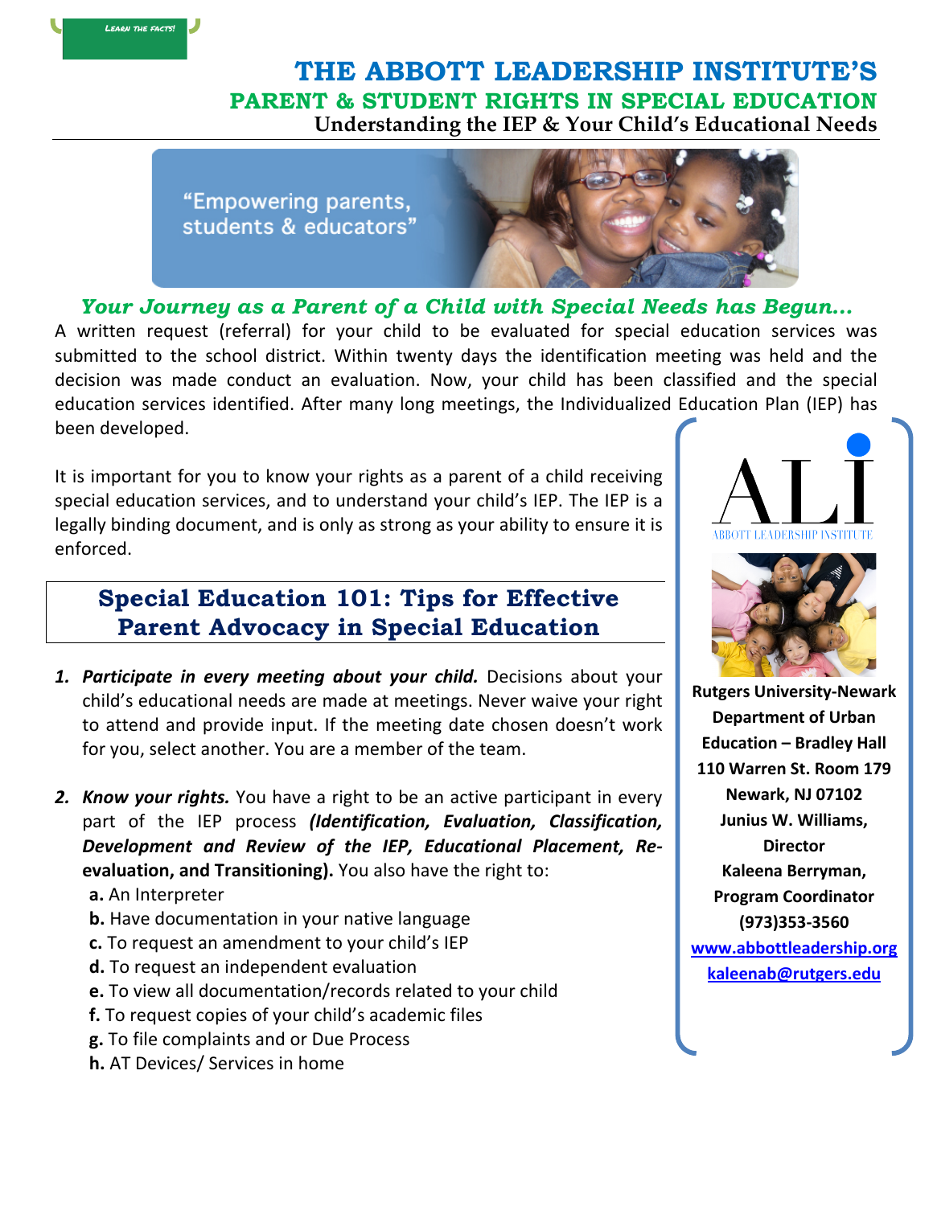LEARN THE FACTS!

# THE ABBOTT LEADERSHIP INSTITUTE'S

## PARENT & STUDENT RIGHTS IN SPECIAL EDUCATION

### Understanding the IEP & Your Child's Educational Needs

"Empowering parents, students & educators"

### *Your Journey as a Parent of a Child with Special Needs has Begun…*

A written request (referral) for your child to be evaluated for special education services was submitted to the school district. Within twenty days the identification meeting was held and the decision was made conduct an evaluation. Now, your child has been classified and the special education services identified. After many long meetings, the Individualized Education Plan (IEP) has been developed.

It is important for you to know your rights as a parent of a child receiving special education services, and to understand your child's IEP. The IEP is a legally binding document, and is only as strong as your ability to ensure it is enforced.

## Special Education 101: Tips for Effective Parent Advocacy in Special Education

1. ***Participate in every meeting about your child.*** Decisions about your child's educational needs are made at meetings. Never waive your right to attend and provide input. If the meeting date chosen doesn't work for you, select another. You are a member of the team.

2. ***Know your rights.*** You have a right to be an active participant in every part of the IEP process ***(Identification, Evaluation, Classification, Development and Review of the IEP, Educational Placement, Re-*****evaluation, and Transitioning).** You also have the right to:
   - **a.** An Interpreter
   - **b.** Have documentation in your native language
   - **c.** To request an amendment to your child's IEP
   - **d.** To request an independent evaluation
   - **e.** To view all documentation/records related to your child
   - **f.** To request copies of your child's academic files
   - **g.** To file complaints and or Due Process
   - **h.** AT Devices/ Services in home

ALI
ABBOTT LEADERSHIP INSTITUTE

**Rutgers University-Newark**
**Department of Urban Education – Bradley Hall**
**110 Warren St. Room 179**
**Newark, NJ 07102**
**Junius W. Williams, Director**
**Kaleena Berryman, Program Coordinator**
**(973)353-3560**
**www.abbottleadership.org**
**kaleenab@rutgers.edu**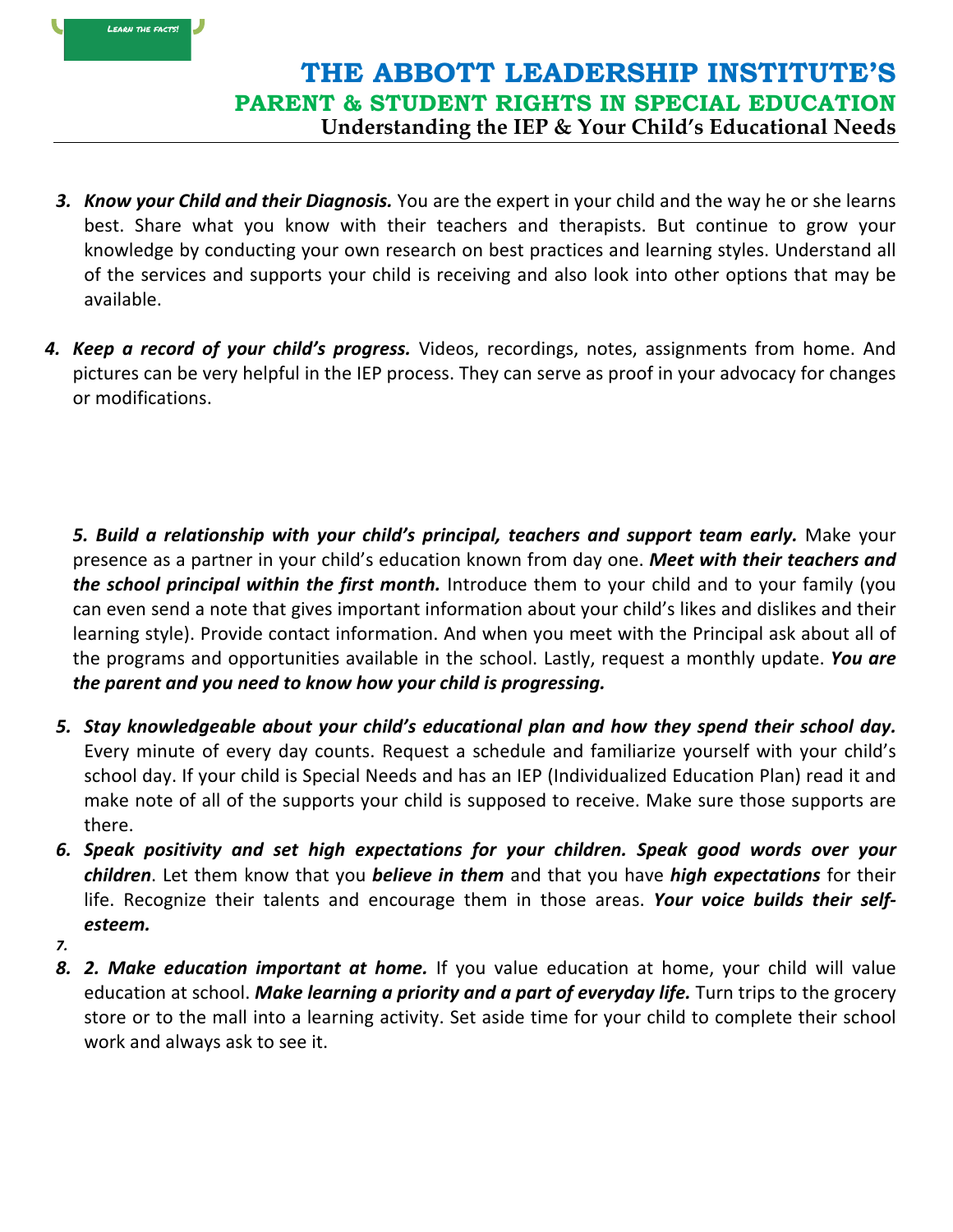# THE ABBOTT LEADERSHIP INSTITUTE'S

## PARENT & STUDENT RIGHTS IN SPECIAL EDUCATION

### Understanding the IEP & Your Child's Educational Needs

3. ***Know your Child and their Diagnosis.*** You are the expert in your child and the way he or she learns best. Share what you know with their teachers and therapists. But continue to grow your knowledge by conducting your own research on best practices and learning styles. Understand all of the services and supports your child is receiving and also look into other options that may be available.

4. ***Keep a record of your child's progress.*** Videos, recordings, notes, assignments from home. And pictures can be very helpful in the IEP process. They can serve as proof in your advocacy for changes or modifications.

***5. Build a relationship with your child's principal, teachers and support team early.*** Make your presence as a partner in your child's education known from day one. ***Meet with their teachers and the school principal within the first month.*** Introduce them to your child and to your family (you can even send a note that gives important information about your child's likes and dislikes and their learning style). Provide contact information. And when you meet with the Principal ask about all of the programs and opportunities available in the school. Lastly, request a monthly update. ***You are the parent and you need to know how your child is progressing.***

5. ***Stay knowledgeable about your child's educational plan and how they spend their school day.*** Every minute of every day counts. Request a schedule and familiarize yourself with your child's school day. If your child is Special Needs and has an IEP (Individualized Education Plan) read it and make note of all of the supports your child is supposed to receive. Make sure those supports are there.
6. ***Speak positivity and set high expectations for your children. Speak good words over your children***. Let them know that you ***believe in them*** and that you have ***high expectations*** for their life. Recognize their talents and encourage them in those areas. ***Your voice builds their self-esteem.***
7. 
8. ***2. Make education important at home.*** If you value education at home, your child will value education at school. ***Make learning a priority and a part of everyday life.*** Turn trips to the grocery store or to the mall into a learning activity. Set aside time for your child to complete their school work and always ask to see it.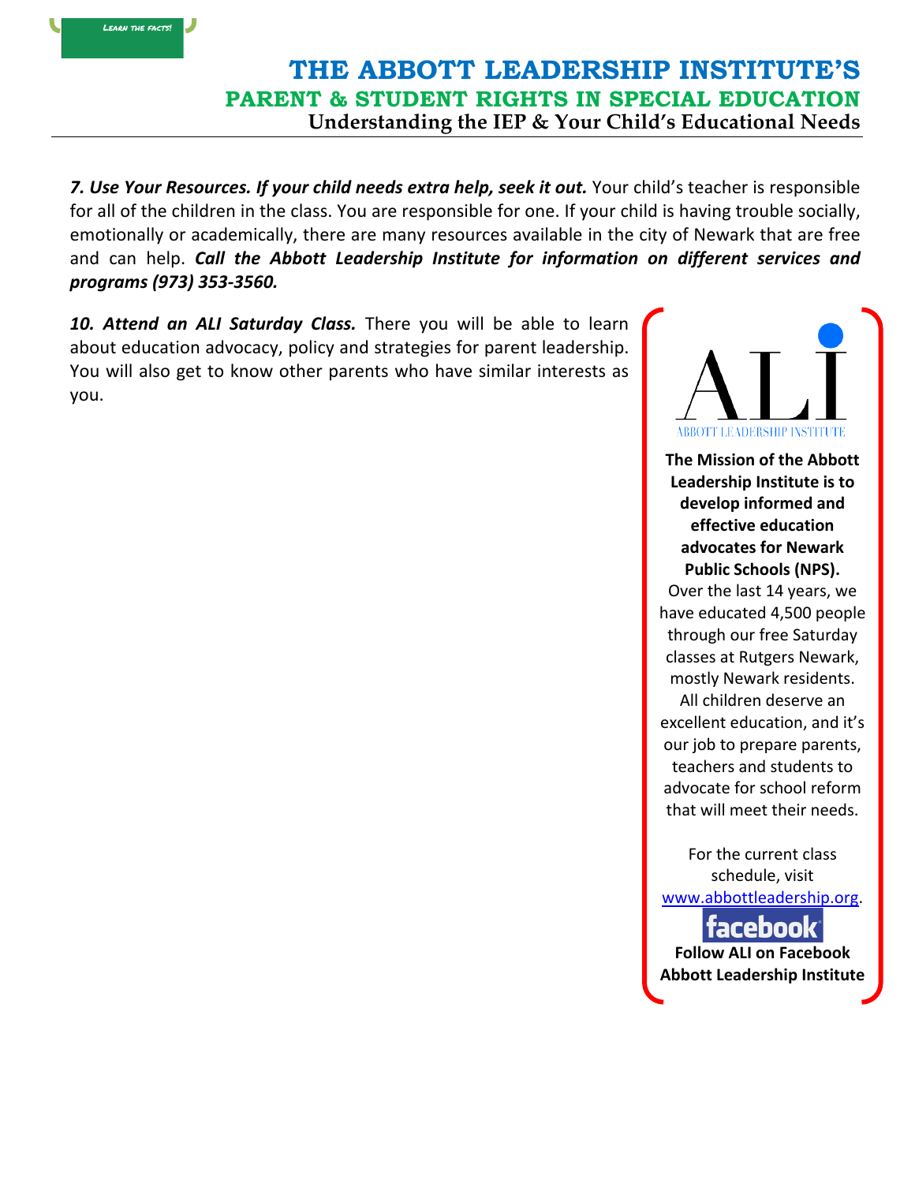# THE ABBOTT LEADERSHIP INSTITUTE'S
## PARENT & STUDENT RIGHTS IN SPECIAL EDUCATION
### Understanding the IEP & Your Child's Educational Needs

***7. Use Your Resources. If your child needs extra help, seek it out.*** Your child's teacher is responsible for all of the children in the class. You are responsible for one. If your child is having trouble socially, emotionally or academically, there are many resources available in the city of Newark that are free and can help. ***Call the Abbott Leadership Institute for information on different services and programs (973) 353-3560.***

***10. Attend an ALI Saturday Class.*** There you will be able to learn about education advocacy, policy and strategies for parent leadership. You will also get to know other parents who have similar interests as you.

ALI
ABBOTT LEADERSHIP INSTITUTE

**The Mission of the Abbott Leadership Institute is to develop informed and effective education advocates for Newark Public Schools (NPS).** Over the last 14 years, we have educated 4,500 people through our free Saturday classes at Rutgers Newark, mostly Newark residents. All children deserve an excellent education, and it's our job to prepare parents, teachers and students to advocate for school reform that will meet their needs.

For the current class schedule, visit www.abbottleadership.org.

facebook

**Follow ALI on Facebook**
**Abbott Leadership Institute**